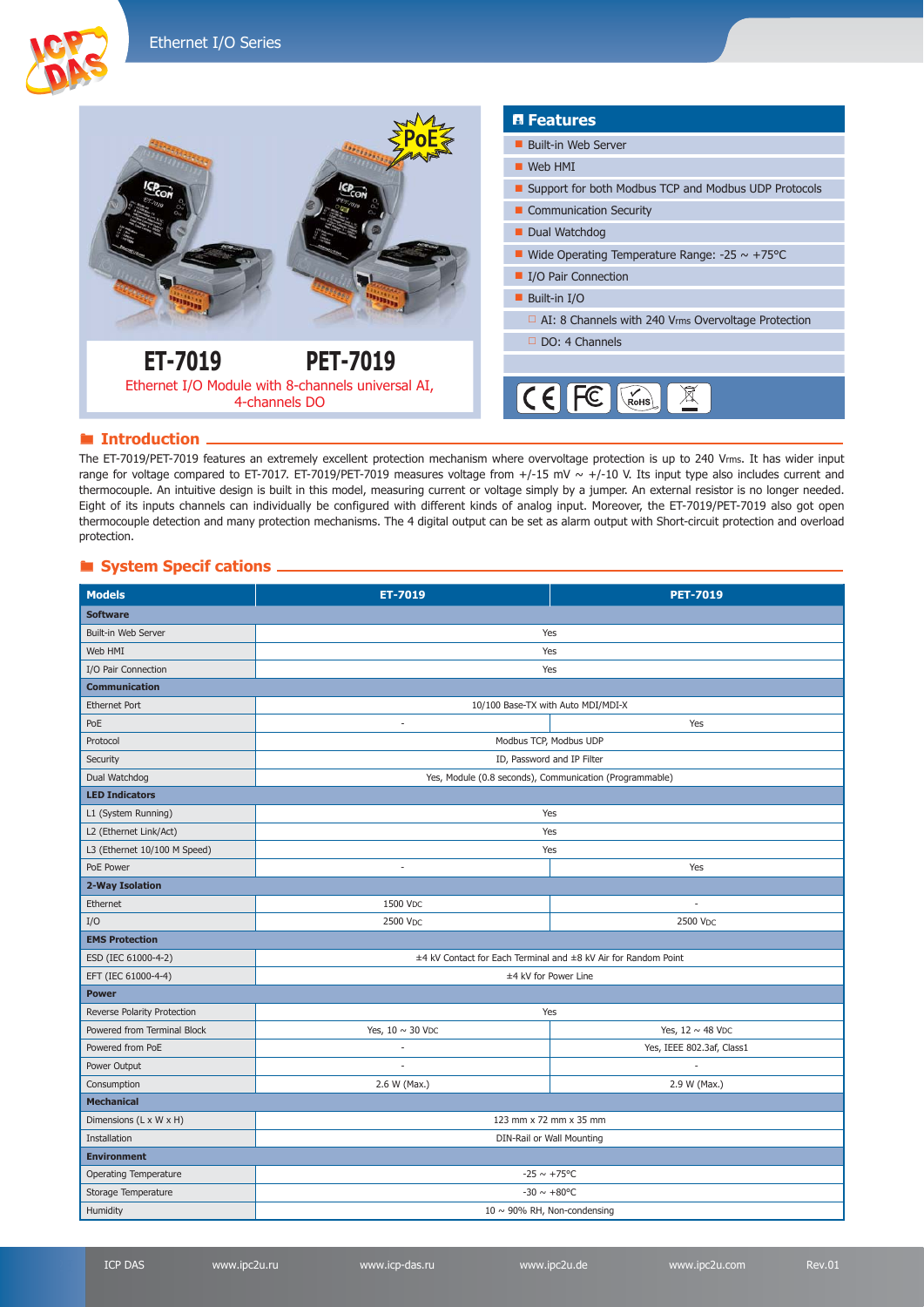# ET-7019 PET-7019

Ethernet I/O Module with 8-channels universal AI, 4-channels DO

## Features

- Built-in Web Server
- Web HMI
- Support for both Modbus TCP and Modbus UDP Protocols
- Communication Security
- Dual Watchdog
- Wide Operating Temperature Range: -25 ~ +75°C
- I/O Pair Connection
- Built-in I/O
  - AI: 8 Channels with 240 Vrms Overvoltage Protection
  - DO: 4 Channels

## Introduction

The ET-7019/PET-7019 features an extremely excellent protection mechanism where overvoltage protection is up to 240 Vrms. It has wider input range for voltage compared to ET-7017. ET-7019/PET-7019 measures voltage from +/-15 mV ~ +/-10 V. Its input type also includes current and thermocouple. An intuitive design is built in this model, measuring current or voltage simply by a jumper. An external resistor is no longer needed. Eight of its inputs channels can individually be configured with different kinds of analog input. Moreover, the ET-7019/PET-7019 also got open thermocouple detection and many protection mechanisms. The 4 digital output can be set as alarm output with Short-circuit protection and overload protection.

## System Specif cations

| Models | ET-7019 | PET-7019 |
|---|---|---|
| **Software** | | |
| Built-in Web Server | Yes | |
| Web HMI | Yes | |
| I/O Pair Connection | Yes | |
| **Communication** | | |
| Ethernet Port | 10/100 Base-TX with Auto MDI/MDI-X | |
| PoE | - | Yes |
| Protocol | Modbus TCP, Modbus UDP | |
| Security | ID, Password and IP Filter | |
| Dual Watchdog | Yes, Module (0.8 seconds), Communication (Programmable) | |
| **LED Indicators** | | |
| L1 (System Running) | Yes | |
| L2 (Ethernet Link/Act) | Yes | |
| L3 (Ethernet 10/100 M Speed) | Yes | |
| PoE Power | - | Yes |
| **2-Way Isolation** | | |
| Ethernet | 1500 VDC | - |
| I/O | 2500 VDC | 2500 VDC |
| **EMS Protection** | | |
| ESD (IEC 61000-4-2) | ±4 kV Contact for Each Terminal and ±8 kV Air for Random Point | |
| EFT (IEC 61000-4-4) | ±4 kV for Power Line | |
| **Power** | | |
| Reverse Polarity Protection | Yes | |
| Powered from Terminal Block | Yes, 10 ~ 30 VDC | Yes, 12 ~ 48 VDC |
| Powered from PoE | - | Yes, IEEE 802.3af, Class1 |
| Power Output | - | - |
| Consumption | 2.6 W (Max.) | 2.9 W (Max.) |
| **Mechanical** | | |
| Dimensions (L x W x H) | 123 mm x 72 mm x 35 mm | |
| Installation | DIN-Rail or Wall Mounting | |
| **Environment** | | |
| Operating Temperature | -25 ~ +75°C | |
| Storage Temperature | -30 ~ +80°C | |
| Humidity | 10 ~ 90% RH, Non-condensing | |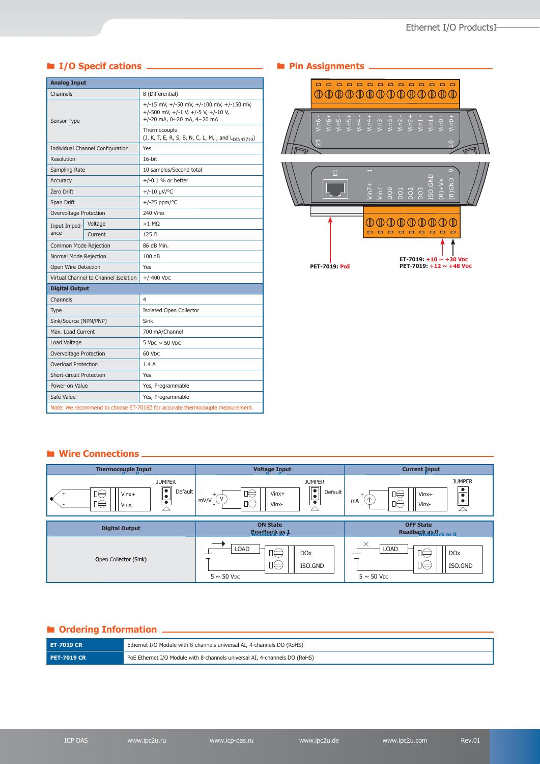## I/O Specifications

| | | |
|---|---|---|
| **Analog Input** | | |
| Channels | | 8 (Differential) |
| Sensor Type | | +/-15 mV, +/-50 mV, +/-100 mV, +/-150 mV, +/-500 mV, +/-1 V, +/-5 V, +/-10 V, +/-20 mA, 0~20 mA, 4~20 mA |
| | | Thermocouple (J, K, T, E, R, S, B, N, C, L, M, , and $L_{DIN43710}$) |
| Individual Channel Configuration | | Yes |
| Resolution | | 16-bit |
| Sampling Rate | | 10 samples/Second total |
| Accuracy | | +/-0.1 % or better |
| Zero Drift | | +/-10 μV/°C |
| Span Drift | | +/-25 ppm/°C |
| Overvoltage Protection | | 240 Vrms |
| Input Impedance | Voltage | >1 MΩ |
| | Current | 125 Ω |
| Common Mode Rejection | | 86 dB Min. |
| Normal Mode Rejection | | 100 dB |
| Open Wire Detection | | Yes |
| Virtual Channel to Channel Isolation | | +/-400 VDC |
| **Digital Output** | | |
| Channels | | 4 |
| Type | | Isolated Open Collector |
| Sink/Source (NPN/PNP) | | Sink |
| Max. Load Current | | 700 mA/Channel |
| Load Voltage | | 5 VDC ~ 50 VDC |
| Overvoltage Protection | | 60 VDC |
| Overload Protection | | 1.4 A |
| Short-circuit Protection | | Yes |
| Power-on Value | | Yes, Programmable |
| Safe Value | | Yes, Programmable |

Note: We recommend to choose ET-7018Z for accurate thermocouple measurement.

## Pin Assignments

23 Vin6- Vin6+ Vin5- Vin5+ Vin4- Vin4+ Vin3- Vin3+ Vin2- Vin2+ Vin1- Vin1+ Vin0- Vin0+ 10

E1 1 Vin7+ Vin7- DO0 DO1 DO2 DO3 ISO.GND (R)+Vs (B)GND 9

PET-7019: PoE

ET-7019: +10 ~ +30 VDC
PET-7019: +12 ~ +48 VDC

## Wire Connections

Thermocouple Input
JUMPER
Default
Vinx+
Vinx-

Voltage Input
JUMPER
Default
mV/V
Vinx+
Vinx-

Current Input
JUMPER
mA
Vinx+
Vinx-

Digital Output
Open Collector (Sink)

ON State
Readback as 1
LOAD
DOx
ISO.GND
5 ~ 50 VDC

OFF State
Readback as 0
LOAD
DOx
ISO.GND
5 ~ 50 VDC

## Ordering Information

| | |
|---|---|
| **ET-7019 CR** | Ethernet I/O Module with 8-channels universal AI, 4-channels DO (RoHS) |
| **PET-7019 CR** | PoE Ethernet I/O Module with 8-channels universal AI, 4-channels DO (RoHS) |